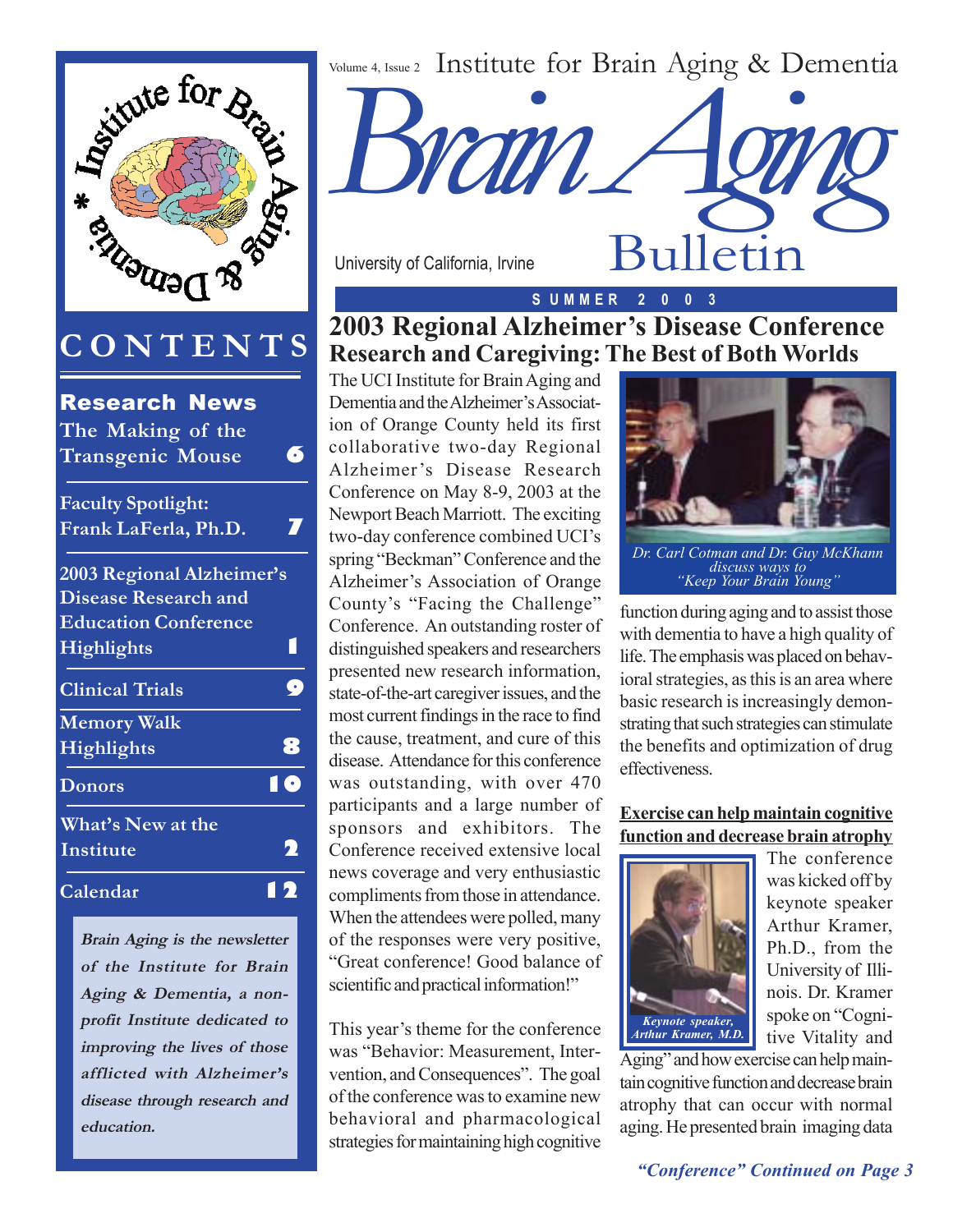Volume 4, Issue 2 Institute for Brain Aging & Dementia

# Brain Aging Bulletin

University of California, Irvine

SUMMER 2003

## CONTENTS

**Research News**

The Making of the Transgenic Mouse 6

Faculty Spotlight: Frank LaFerla, Ph.D. 7

2003 Regional Alzheimer's Disease Research and Education Conference Highlights 1

Clinical Trials 9

Memory Walk Highlights 8

Donors 10

What's New at the Institute 2

Calendar 12

***Brain Aging is the newsletter of the Institute for Brain Aging & Dementia, a non-profit Institute dedicated to improving the lives of those afflicted with Alzheimer's disease through research and education.***

## 2003 Regional Alzheimer's Disease Conference

### Research and Caregiving: The Best of Both Worlds

The UCI Institute for Brain Aging and Dementia and the Alzheimer's Association of Orange County held its first collaborative two-day Regional Alzheimer's Disease Research Conference on May 8-9, 2003 at the Newport Beach Marriott. The exciting two-day conference combined UCI's spring "Beckman" Conference and the Alzheimer's Association of Orange County's "Facing the Challenge" Conference. An outstanding roster of distinguished speakers and researchers presented new research information, state-of-the-art caregiver issues, and the most current findings in the race to find the cause, treatment, and cure of this disease. Attendance for this conference was outstanding, with over 470 participants and a large number of sponsors and exhibitors. The Conference received extensive local news coverage and very enthusiastic compliments from those in attendance. When the attendees were polled, many of the responses were very positive, "Great conference! Good balance of scientific and practical information!"

This year's theme for the conference was "Behavior: Measurement, Intervention, and Consequences". The goal of the conference was to examine new behavioral and pharmacological strategies for maintaining high cognitive function during aging and to assist those with dementia to have a high quality of life. The emphasis was placed on behavioral strategies, as this is an area where basic research is increasingly demonstrating that such strategies can stimulate the benefits and optimization of drug effectiveness.

*Dr. Carl Cotman and Dr. Guy McKhann discuss ways to "Keep Your Brain Young"*

**Exercise can help maintain cognitive function and decrease brain atrophy**

*Keynote speaker, Arthur Kramer, M.D.*

The conference was kicked off by keynote speaker Arthur Kramer, Ph.D., from the University of Illinois. Dr. Kramer spoke on "Cognitive Vitality and Aging" and how exercise can help maintain cognitive function and decrease brain atrophy that can occur with normal aging. He presented brain imaging data

***"Conference" Continued on Page 3***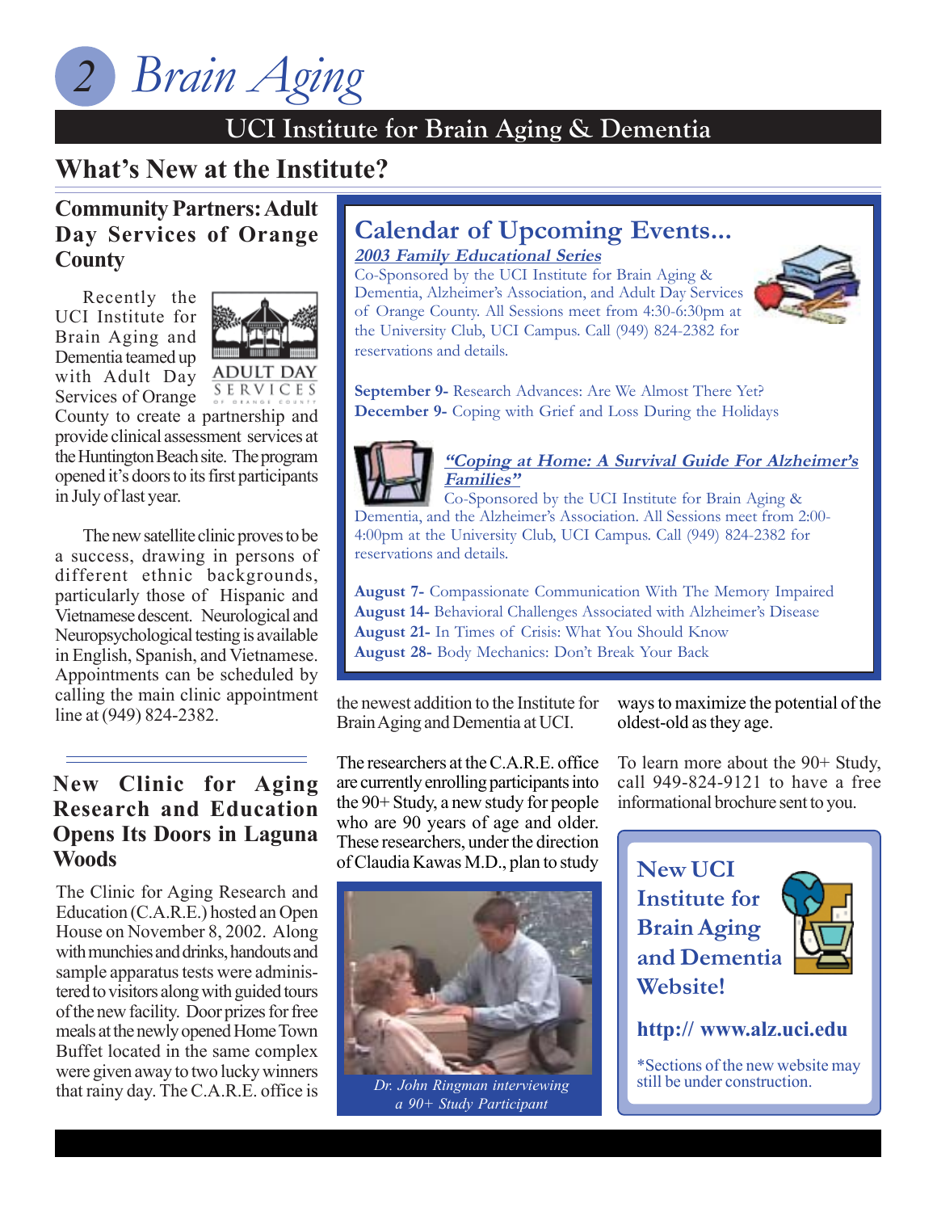# Brain Aging

## UCI Institute for Brain Aging & Dementia

## What's New at the Institute?

### Community Partners: Adult Day Services of Orange County

Recently the UCI Institute for Brain Aging and Dementia teamed up with Adult Day Services of Orange County to create a partnership and provide clinical assessment services at the Huntington Beach site. The program opened it's doors to its first participants in July of last year.

The new satellite clinic proves to be a success, drawing in persons of different ethnic backgrounds, particularly those of Hispanic and Vietnamese descent. Neurological and Neuropsychological testing is available in English, Spanish, and Vietnamese. Appointments can be scheduled by calling the main clinic appointment line at (949) 824-2382.

### Calendar of Upcoming Events...

***2003 Family Educational Series***

Co-Sponsored by the UCI Institute for Brain Aging & Dementia, Alzheimer's Association, and Adult Day Services of Orange County. All Sessions meet from 4:30-6:30pm at the University Club, UCI Campus. Call (949) 824-2382 for reservations and details.

**September 9-** Research Advances: Are We Almost There Yet?
**December 9-** Coping with Grief and Loss During the Holidays

***"Coping at Home: A Survival Guide For Alzheimer's Families"***

Co-Sponsored by the UCI Institute for Brain Aging & Dementia, and the Alzheimer's Association. All Sessions meet from 2:00-4:00pm at the University Club, UCI Campus. Call (949) 824-2382 for reservations and details.

**August 7-** Compassionate Communication With The Memory Impaired
**August 14-** Behavioral Challenges Associated with Alzheimer's Disease
**August 21-** In Times of Crisis: What You Should Know
**August 28-** Body Mechanics: Don't Break Your Back

### New Clinic for Aging Research and Education Opens Its Doors in Laguna Woods

The Clinic for Aging Research and Education (C.A.R.E.) hosted an Open House on November 8, 2002. Along with munchies and drinks, handouts and sample apparatus tests were administered to visitors along with guided tours of the new facility. Door prizes for free meals at the newly opened Home Town Buffet located in the same complex were given away to two lucky winners that rainy day. The C.A.R.E. office is the newest addition to the Institute for Brain Aging and Dementia at UCI.

The researchers at the C.A.R.E. office are currently enrolling participants into the 90+ Study, a new study for people who are 90 years of age and older. These researchers, under the direction of Claudia Kawas M.D., plan to study ways to maximize the potential of the oldest-old as they age.

*Dr. John Ringman interviewing a 90+ Study Participant*

To learn more about the 90+ Study, call 949-824-9121 to have a free informational brochure sent to you.

### New UCI Institute for Brain Aging and Dementia Website!

**http:// www.alz.uci.edu**

*Sections of the new website may still be under construction.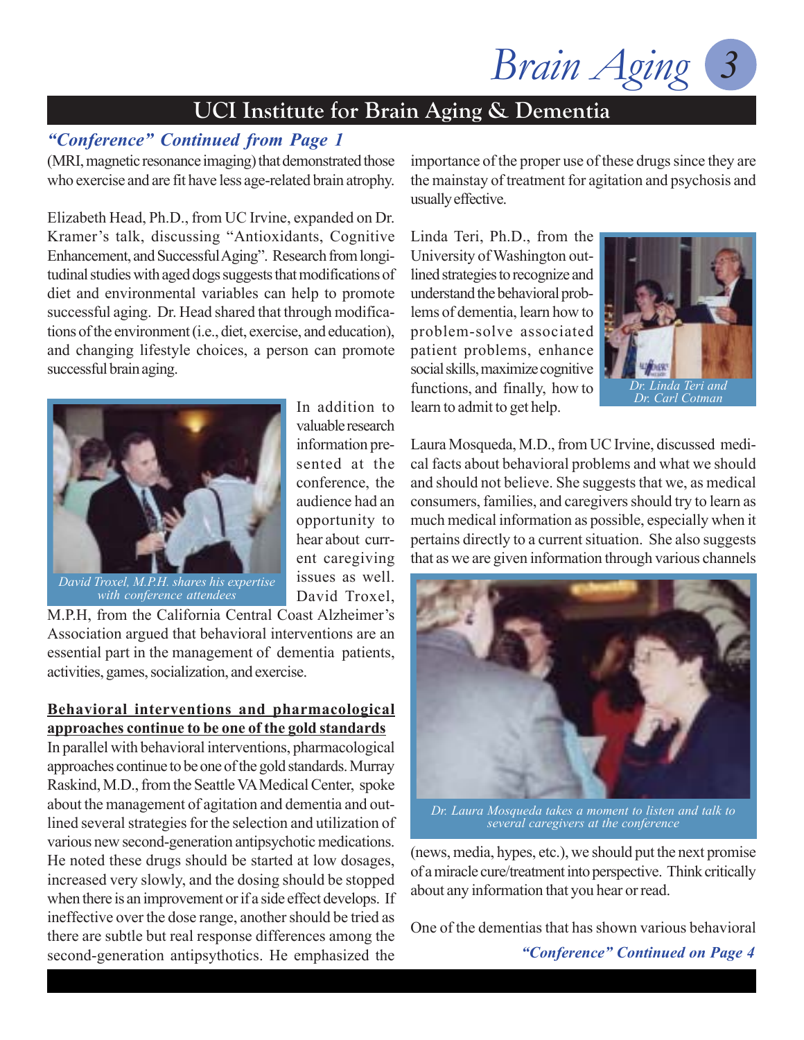## UCI Institute for Brain Aging & Dementia

***"Conference" Continued from Page 1***

(MRI, magnetic resonance imaging) that demonstrated those who exercise and are fit have less age-related brain atrophy.

Elizabeth Head, Ph.D., from UC Irvine, expanded on Dr. Kramer's talk, discussing "Antioxidants, Cognitive Enhancement, and Successful Aging". Research from longitudinal studies with aged dogs suggests that modifications of diet and environmental variables can help to promote successful aging. Dr. Head shared that through modifications of the environment (i.e., diet, exercise, and education), and changing lifestyle choices, a person can promote successful brain aging.

*David Troxel, M.P.H. shares his expertise with conference attendees*

In addition to valuable research information presented at the conference, the audience had an opportunity to hear about current caregiving issues as well. David Troxel, M.P.H, from the California Central Coast Alzheimer's Association argued that behavioral interventions are an essential part in the management of dementia patients, activities, games, socialization, and exercise.

**Behavioral interventions and pharmacological approaches continue to be one of the gold standards**

In parallel with behavioral interventions, pharmacological approaches continue to be one of the gold standards. Murray Raskind, M.D., from the Seattle VA Medical Center, spoke about the management of agitation and dementia and outlined several strategies for the selection and utilization of various new second-generation antipsychotic medications. He noted these drugs should be started at low dosages, increased very slowly, and the dosing should be stopped when there is an improvement or if a side effect develops. If ineffective over the dose range, another should be tried as there are subtle but real response differences among the second-generation antipsythotics. He emphasized the importance of the proper use of these drugs since they are the mainstay of treatment for agitation and psychosis and usually effective.

Linda Teri, Ph.D., from the University of Washington outlined strategies to recognize and understand the behavioral problems of dementia, learn how to problem-solve associated patient problems, enhance social skills, maximize cognitive functions, and finally, how to learn to admit to get help.

*Dr. Linda Teri and Dr. Carl Cotman*

Laura Mosqueda, M.D., from UC Irvine, discussed medical facts about behavioral problems and what we should and should not believe. She suggests that we, as medical consumers, families, and caregivers should try to learn as much medical information as possible, especially when it pertains directly to a current situation. She also suggests that as we are given information through various channels (news, media, hypes, etc.), we should put the next promise of a miracle cure/treatment into perspective. Think critically about any information that you hear or read.

*Dr. Laura Mosqueda takes a moment to listen and talk to several caregivers at the conference*

One of the dementias that has shown various behavioral

***"Conference" Continued on Page 4***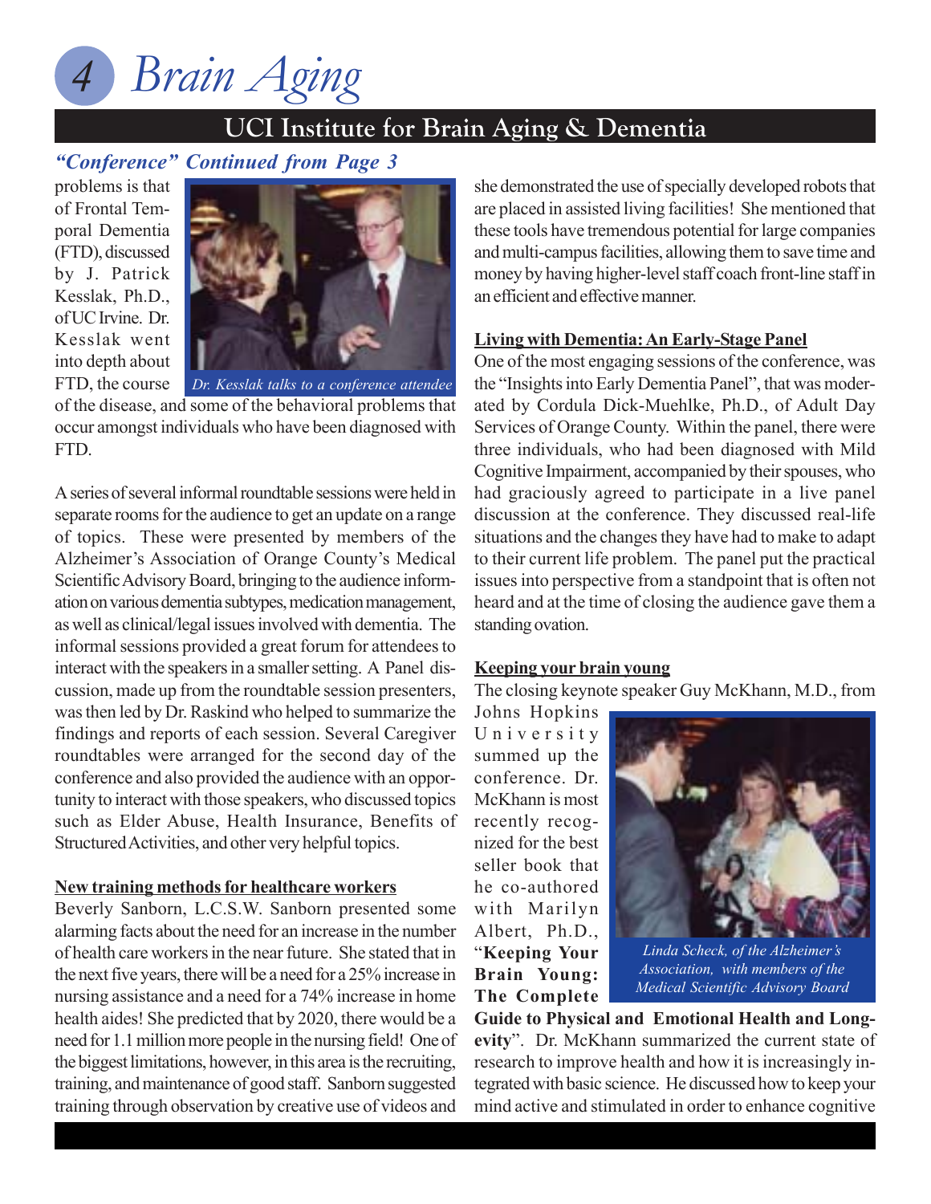# Brain Aging

## UCI Institute for Brain Aging & Dementia

***"Conference" Continued from Page 3***

problems is that of Frontal Temporal Dementia (FTD), discussed by J. Patrick Kesslak, Ph.D., of UC Irvine. Dr. Kesslak went into depth about FTD, the course of the disease, and some of the behavioral problems that occur amongst individuals who have been diagnosed with FTD.

*Dr. Kesslak talks to a conference attendee*

A series of several informal roundtable sessions were held in separate rooms for the audience to get an update on a range of topics. These were presented by members of the Alzheimer's Association of Orange County's Medical Scientific Advisory Board, bringing to the audience information on various dementia subtypes, medication management, as well as clinical/legal issues involved with dementia. The informal sessions provided a great forum for attendees to interact with the speakers in a smaller setting. A Panel discussion, made up from the roundtable session presenters, was then led by Dr. Raskind who helped to summarize the findings and reports of each session. Several Caregiver roundtables were arranged for the second day of the conference and also provided the audience with an opportunity to interact with those speakers, who discussed topics such as Elder Abuse, Health Insurance, Benefits of Structured Activities, and other very helpful topics.

**New training methods for healthcare workers**

Beverly Sanborn, L.C.S.W. Sanborn presented some alarming facts about the need for an increase in the number of health care workers in the near future. She stated that in the next five years, there will be a need for a 25% increase in nursing assistance and a need for a 74% increase in home health aides! She predicted that by 2020, there would be a need for 1.1 million more people in the nursing field! One of the biggest limitations, however, in this area is the recruiting, training, and maintenance of good staff. Sanborn suggested training through observation by creative use of videos and she demonstrated the use of specially developed robots that are placed in assisted living facilities! She mentioned that these tools have tremendous potential for large companies and multi-campus facilities, allowing them to save time and money by having higher-level staff coach front-line staff in an efficient and effective manner.

**Living with Dementia: An Early-Stage Panel**

One of the most engaging sessions of the conference, was the "Insights into Early Dementia Panel", that was moderated by Cordula Dick-Muehlke, Ph.D., of Adult Day Services of Orange County. Within the panel, there were three individuals, who had been diagnosed with Mild Cognitive Impairment, accompanied by their spouses, who had graciously agreed to participate in a live panel discussion at the conference. They discussed real-life situations and the changes they have had to make to adapt to their current life problem. The panel put the practical issues into perspective from a standpoint that is often not heard and at the time of closing the audience gave them a standing ovation.

**Keeping your brain young**

The closing keynote speaker Guy McKhann, M.D., from Johns Hopkins University summed up the conference. Dr. McKhann is most recently recognized for the best seller book that he co-authored with Marilyn Albert, Ph.D., "**Keeping Your Brain Young: The Complete Guide to Physical and Emotional Health and Longevity**". Dr. McKhann summarized the current state of research to improve health and how it is increasingly integrated with basic science. He discussed how to keep your mind active and stimulated in order to enhance cognitive

*Linda Scheck, of the Alzheimer's Association, with members of the Medical Scientific Advisory Board*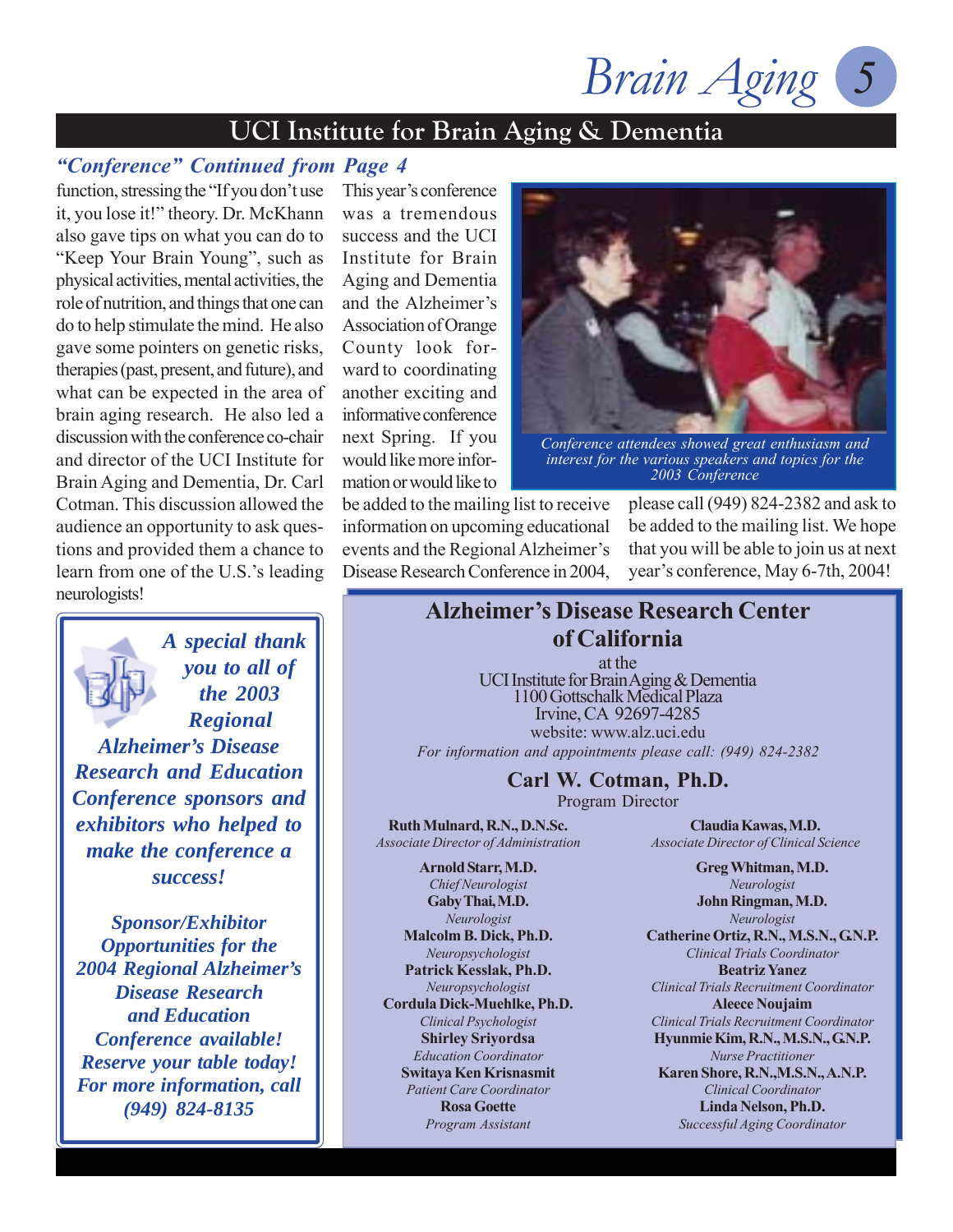## UCI Institute for Brain Aging & Dementia

***"Conference" Continued from Page 4***

function, stressing the "If you don't use it, you lose it!" theory. Dr. McKhann also gave tips on what you can do to "Keep Your Brain Young", such as physical activities, mental activities, the role of nutrition, and things that one can do to help stimulate the mind. He also gave some pointers on genetic risks, therapies (past, present, and future), and what can be expected in the area of brain aging research. He also led a discussion with the conference co-chair and director of the UCI Institute for Brain Aging and Dementia, Dr. Carl Cotman. This discussion allowed the audience an opportunity to ask questions and provided them a chance to learn from one of the U.S.'s leading neurologists!

This year's conference was a tremendous success and the UCI Institute for Brain Aging and Dementia and the Alzheimer's Association of Orange County look forward to coordinating another exciting and informative conference next Spring. If you would like more information or would like to be added to the mailing list to receive information on upcoming educational events and the Regional Alzheimer's Disease Research Conference in 2004, please call (949) 824-2382 and ask to be added to the mailing list. We hope that you will be able to join us at next year's conference, May 6-7th, 2004!

*Conference attendees showed great enthusiasm and interest for the various speakers and topics for the 2003 Conference*

***A special thank you to all of the 2003 Regional Alzheimer's Disease Research and Education Conference sponsors and exhibitors who helped to make the conference a success!***

***Sponsor/Exhibitor Opportunities for the 2004 Regional Alzheimer's Disease Research and Education Conference available! Reserve your table today! For more information, call (949) 824-8135***

## Alzheimer's Disease Research Center of California

at the
UCI Institute for Brain Aging & Dementia
1100 Gottschalk Medical Plaza
Irvine, CA 92697-4285
website: www.alz.uci.edu
*For information and appointments please call: (949) 824-2382*

**Carl W. Cotman, Ph.D.**
Program Director

**Ruth Mulnard, R.N., D.N.Sc.**
*Associate Director of Administration*

**Claudia Kawas, M.D.**
*Associate Director of Clinical Science*

**Arnold Starr, M.D.**
*Chief Neurologist*
**Gaby Thai, M.D.**
*Neurologist*
**Malcolm B. Dick, Ph.D.**
*Neuropsychologist*
**Patrick Kesslak, Ph.D.**
*Neuropsychologist*
**Cordula Dick-Muehlke, Ph.D.**
*Clinical Psychologist*
**Shirley Sriyordsa**
*Education Coordinator*
**Switaya Ken Krisnasmit**
*Patient Care Coordinator*
**Rosa Goette**
*Program Assistant*

**Greg Whitman, M.D.**
*Neurologist*
**John Ringman, M.D.**
*Neurologist*
**Catherine Ortiz, R.N., M.S.N., G.N.P.**
*Clinical Trials Coordinator*
**Beatriz Yanez**
*Clinical Trials Recruitment Coordinator*
**Aleece Noujaim**
*Clinical Trials Recruitment Coordinator*
**Hyunmie Kim, R.N., M.S.N., G.N.P.**
*Nurse Practitioner*
**Karen Shore, R.N.,M.S.N., A.N.P.**
*Clinical Coordinator*
**Linda Nelson, Ph.D.**
*Successful Aging Coordinator*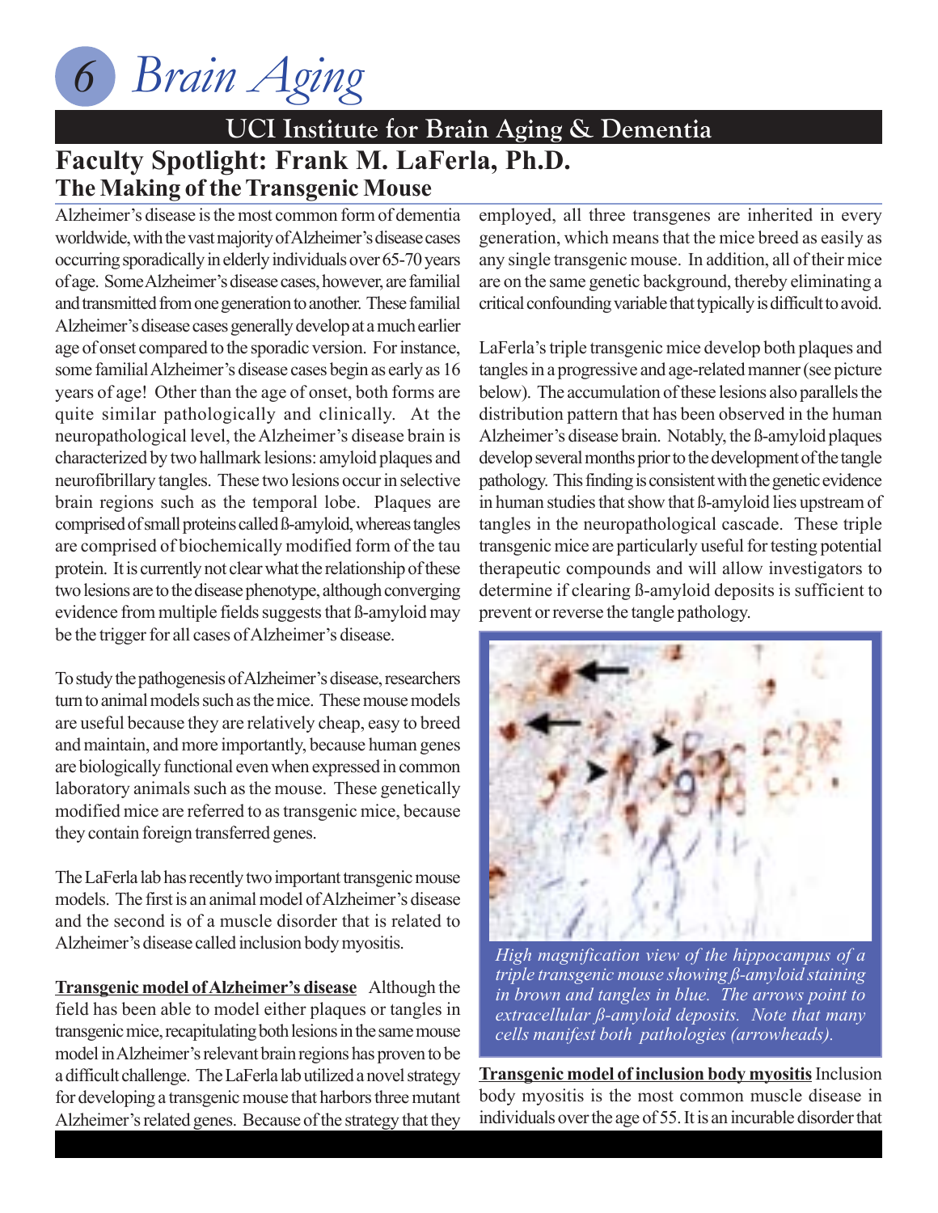# Brain Aging

## UCI Institute for Brain Aging & Dementia

## Faculty Spotlight: Frank M. LaFerla, Ph.D.

### The Making of the Transgenic Mouse

Alzheimer's disease is the most common form of dementia worldwide, with the vast majority of Alzheimer's disease cases occurring sporadically in elderly individuals over 65-70 years of age. Some Alzheimer's disease cases, however, are familial and transmitted from one generation to another. These familial Alzheimer's disease cases generally develop at a much earlier age of onset compared to the sporadic version. For instance, some familial Alzheimer's disease cases begin as early as 16 years of age! Other than the age of onset, both forms are quite similar pathologically and clinically. At the neuropathological level, the Alzheimer's disease brain is characterized by two hallmark lesions: amyloid plaques and neurofibrillary tangles. These two lesions occur in selective brain regions such as the temporal lobe. Plaques are comprised of small proteins called ß-amyloid, whereas tangles are comprised of biochemically modified form of the tau protein. It is currently not clear what the relationship of these two lesions are to the disease phenotype, although converging evidence from multiple fields suggests that ß-amyloid may be the trigger for all cases of Alzheimer's disease.

To study the pathogenesis of Alzheimer's disease, researchers turn to animal models such as the mice. These mouse models are useful because they are relatively cheap, easy to breed and maintain, and more importantly, because human genes are biologically functional even when expressed in common laboratory animals such as the mouse. These genetically modified mice are referred to as transgenic mice, because they contain foreign transferred genes.

The LaFerla lab has recently two important transgenic mouse models. The first is an animal model of Alzheimer's disease and the second is of a muscle disorder that is related to Alzheimer's disease called inclusion body myositis.

**Transgenic model of Alzheimer's disease** Although the field has been able to model either plaques or tangles in transgenic mice, recapitulating both lesions in the same mouse model in Alzheimer's relevant brain regions has proven to be a difficult challenge. The LaFerla lab utilized a novel strategy for developing a transgenic mouse that harbors three mutant Alzheimer's related genes. Because of the strategy that they employed, all three transgenes are inherited in every generation, which means that the mice breed as easily as any single transgenic mouse. In addition, all of their mice are on the same genetic background, thereby eliminating a critical confounding variable that typically is difficult to avoid.

LaFerla's triple transgenic mice develop both plaques and tangles in a progressive and age-related manner (see picture below). The accumulation of these lesions also parallels the distribution pattern that has been observed in the human Alzheimer's disease brain. Notably, the ß-amyloid plaques develop several months prior to the development of the tangle pathology. This finding is consistent with the genetic evidence in human studies that show that ß-amyloid lies upstream of tangles in the neuropathological cascade. These triple transgenic mice are particularly useful for testing potential therapeutic compounds and will allow investigators to determine if clearing ß-amyloid deposits is sufficient to prevent or reverse the tangle pathology.

*High magnification view of the hippocampus of a triple transgenic mouse showing ß-amyloid staining in brown and tangles in blue. The arrows point to extracellular ß-amyloid deposits. Note that many cells manifest both pathologies (arrowheads).*

**Transgenic model of inclusion body myositis** Inclusion body myositis is the most common muscle disease in individuals over the age of 55. It is an incurable disorder that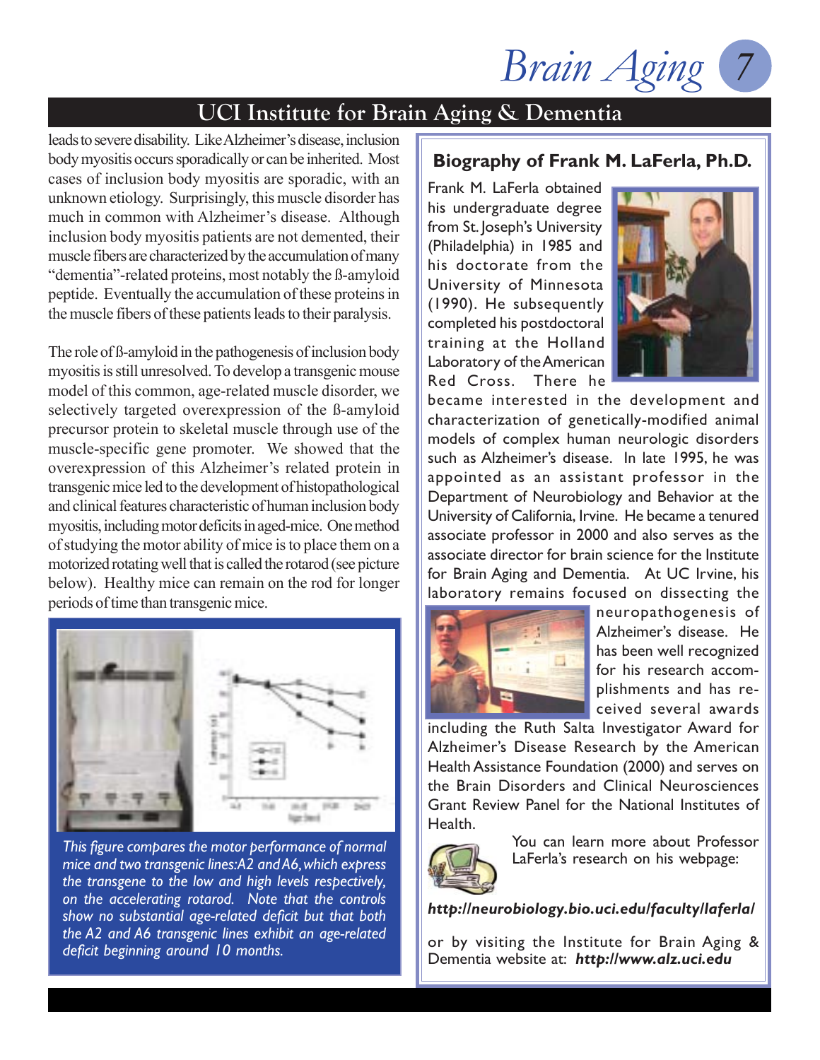## UCI Institute for Brain Aging & Dementia

leads to severe disability. Like Alzheimer's disease, inclusion body myositis occurs sporadically or can be inherited. Most cases of inclusion body myositis are sporadic, with an unknown etiology. Surprisingly, this muscle disorder has much in common with Alzheimer's disease. Although inclusion body myositis patients are not demented, their muscle fibers are characterized by the accumulation of many "dementia"-related proteins, most notably the ß-amyloid peptide. Eventually the accumulation of these proteins in the muscle fibers of these patients leads to their paralysis.

The role of ß-amyloid in the pathogenesis of inclusion body myositis is still unresolved. To develop a transgenic mouse model of this common, age-related muscle disorder, we selectively targeted overexpression of the ß-amyloid precursor protein to skeletal muscle through use of the muscle-specific gene promoter. We showed that the overexpression of this Alzheimer's related protein in transgenic mice led to the development of histopathological and clinical features characteristic of human inclusion body myositis, including motor deficits in aged-mice. One method of studying the motor ability of mice is to place them on a motorized rotating well that is called the rotarod (see picture below). Healthy mice can remain on the rod for longer periods of time than transgenic mice.

*This figure compares the motor performance of normal mice and two transgenic lines: A2 and A6, which express the transgene to the low and high levels respectively, on the accelerating rotarod. Note that the controls show no substantial age-related deficit but that both the A2 and A6 transgenic lines exhibit an age-related deficit beginning around 10 months.*

### Biography of Frank M. LaFerla, Ph.D.

Frank M. LaFerla obtained his undergraduate degree from St. Joseph's University (Philadelphia) in 1985 and his doctorate from the University of Minnesota (1990). He subsequently completed his postdoctoral training at the Holland Laboratory of the American Red Cross. There he became interested in the development and characterization of genetically-modified animal models of complex human neurologic disorders such as Alzheimer's disease. In late 1995, he was appointed as an assistant professor in the Department of Neurobiology and Behavior at the University of California, Irvine. He became a tenured associate professor in 2000 and also serves as the associate director for brain science for the Institute for Brain Aging and Dementia. At UC Irvine, his laboratory remains focused on dissecting the neuropathogenesis of Alzheimer's disease. He has been well recognized for his research accomplishments and has received several awards including the Ruth Salta Investigator Award for Alzheimer's Disease Research by the American Health Assistance Foundation (2000) and serves on the Brain Disorders and Clinical Neurosciences Grant Review Panel for the National Institutes of Health.

You can learn more about Professor LaFerla's research on his webpage:

***http://neurobiology.bio.uci.edu/faculty/laferla/***

or by visiting the Institute for Brain Aging & Dementia website at: ***http://www.alz.uci.edu***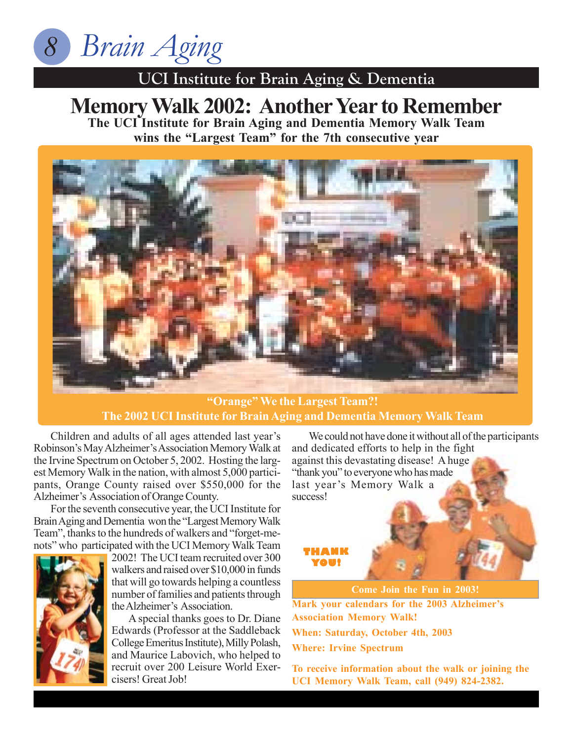## UCI Institute for Brain Aging & Dementia

# Memory Walk 2002: Another Year to Remember

**The UCI Institute for Brain Aging and Dementia Memory Walk Team wins the "Largest Team" for the 7th consecutive year**

**"Orange" We the Largest Team?!**
**The 2002 UCI Institute for Brain Aging and Dementia Memory Walk Team**

Children and adults of all ages attended last year's Robinson's May Alzheimer's Association Memory Walk at the Irvine Spectrum on October 5, 2002. Hosting the largest Memory Walk in the nation, with almost 5,000 participants, Orange County raised over $550,000 for the Alzheimer's Association of Orange County.

For the seventh consecutive year, the UCI Institute for Brain Aging and Dementia won the "Largest Memory Walk Team", thanks to the hundreds of walkers and "forget-me-nots" who participated with the UCI Memory Walk Team 2002! The UCI team recruited over 300 walkers and raised over $10,000 in funds that will go towards helping a countless number of families and patients through the Alzheimer's Association.

A special thanks goes to Dr. Diane Edwards (Professor at the Saddleback College Emeritus Institute), Milly Polash, and Maurice Labovich, who helped to recruit over 200 Leisure World Exercisers! Great Job!

We could not have done it without all of the participants and dedicated efforts to help in the fight against this devastating disease! A huge "thank you" to everyone who has made last year's Memory Walk a success!

**THANK YOU!**

**Come Join the Fun in 2003!**

**Mark your calendars for the 2003 Alzheimer's Association Memory Walk!**

**When: Saturday, October 4th, 2003**

**Where: Irvine Spectrum**

**To receive information about the walk or joining the UCI Memory Walk Team, call (949) 824-2382.**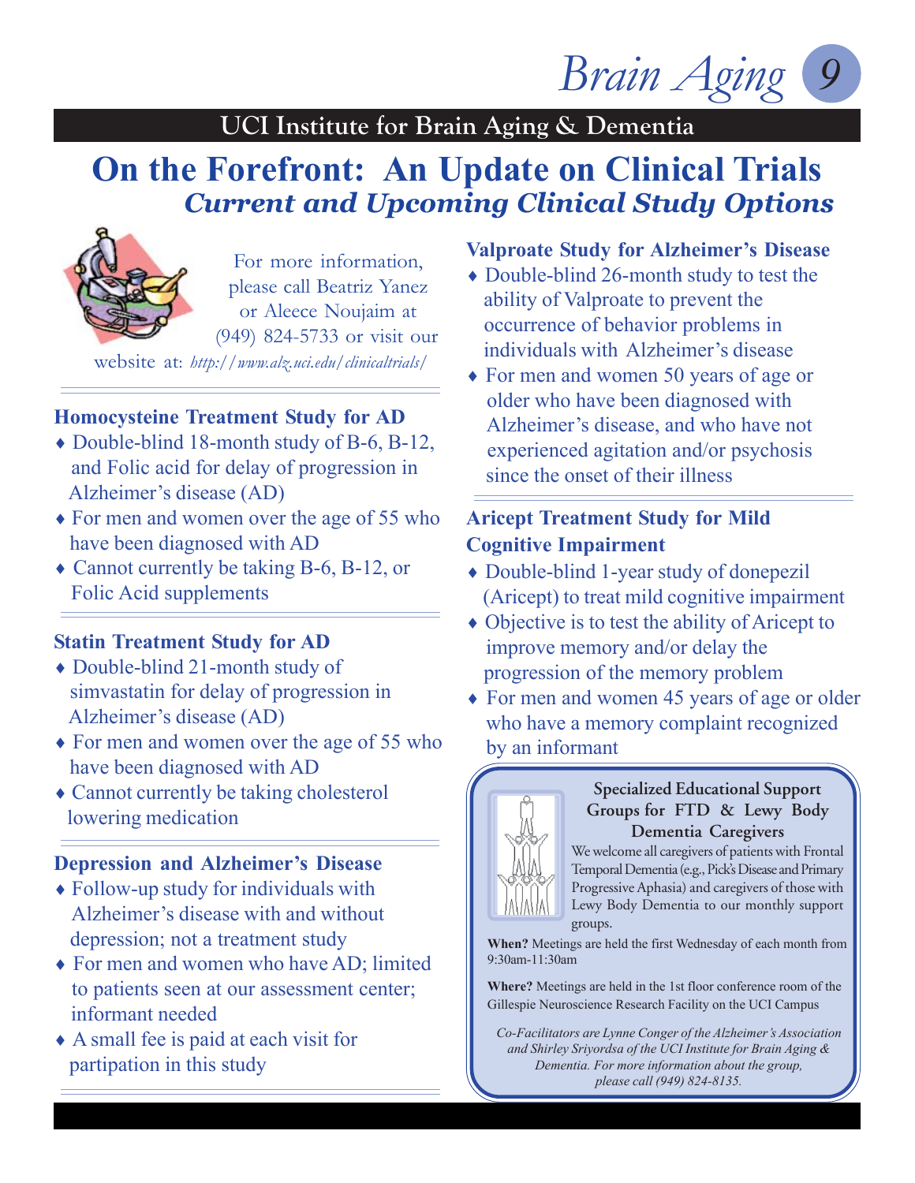## UCI Institute for Brain Aging & Dementia

# On the Forefront: An Update on Clinical Trials

## *Current and Upcoming Clinical Study Options*

For more information, please call Beatriz Yanez or Aleece Noujaim at (949) 824-5733 or visit our website at: *http://www.alz.uci.edu/clinicaltrials/*

### Homocysteine Treatment Study for AD

- Double-blind 18-month study of B-6, B-12, and Folic acid for delay of progression in Alzheimer's disease (AD)
- For men and women over the age of 55 who have been diagnosed with AD
- Cannot currently be taking B-6, B-12, or Folic Acid supplements

### Statin Treatment Study for AD

- Double-blind 21-month study of simvastatin for delay of progression in Alzheimer's disease (AD)
- For men and women over the age of 55 who have been diagnosed with AD
- Cannot currently be taking cholesterol lowering medication

### Depression and Alzheimer's Disease

- Follow-up study for individuals with Alzheimer's disease with and without depression; not a treatment study
- For men and women who have AD; limited to patients seen at our assessment center; informant needed
- A small fee is paid at each visit for partipation in this study

### Valproate Study for Alzheimer's Disease

- Double-blind 26-month study to test the ability of Valproate to prevent the occurrence of behavior problems in individuals with Alzheimer's disease
- For men and women 50 years of age or older who have been diagnosed with Alzheimer's disease, and who have not experienced agitation and/or psychosis since the onset of their illness

### Aricept Treatment Study for Mild Cognitive Impairment

- Double-blind 1-year study of donepezil (Aricept) to treat mild cognitive impairment
- Objective is to test the ability of Aricept to improve memory and/or delay the progression of the memory problem
- For men and women 45 years of age or older who have a memory complaint recognized by an informant

### Specialized Educational Support Groups for FTD & Lewy Body Dementia Caregivers

We welcome all caregivers of patients with Frontal Temporal Dementia (e.g., Pick's Disease and Primary Progressive Aphasia) and caregivers of those with Lewy Body Dementia to our monthly support groups.

**When?** Meetings are held the first Wednesday of each month from 9:30am-11:30am

**Where?** Meetings are held in the 1st floor conference room of the Gillespie Neuroscience Research Facility on the UCI Campus

*Co-Facilitators are Lynne Conger of the Alzheimer's Association and Shirley Sriyordsa of the UCI Institute for Brain Aging & Dementia. For more information about the group, please call (949) 824-8135.*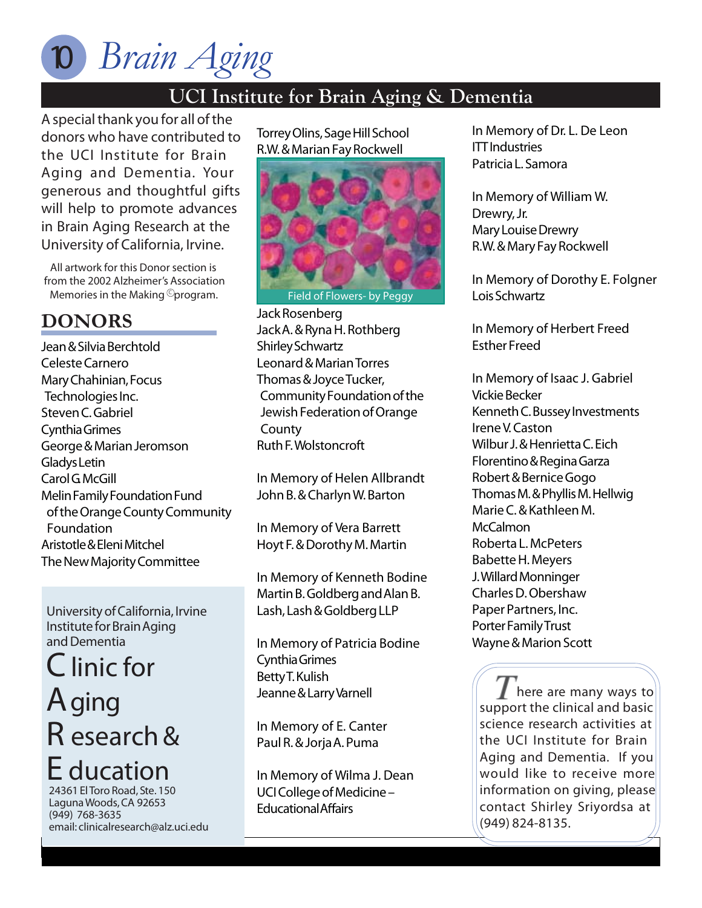# Brain Aging

## UCI Institute for Brain Aging & Dementia

A special thank you for all of the donors who have contributed to the UCI Institute for Brain Aging and Dementia. Your generous and thoughtful gifts will help to promote advances in Brain Aging Research at the University of California, Irvine.

All artwork for this Donor section is from the 2002 Alzheimer's Association Memories in the Making © program.

## DONORS

Jean & Silvia Berchtold
Celeste Carnero
Mary Chahinian, Focus Technologies Inc.
Steven C. Gabriel
Cynthia Grimes
George & Marian Jeromson
Gladys Letin
Carol G. McGill
Melin Family Foundation Fund of the Orange County Community Foundation
Aristotle & Eleni Mitchel
The New Majority Committee

University of California, Irvine
Institute for Brain Aging and Dementia

**Clinic for Aging Research & Education**

24361 El Toro Road, Ste. 150
Laguna Woods, CA 92653
(949) 768-3635
email: clinicalresearch@alz.uci.edu

Torrey Olins, Sage Hill School
R.W. & Marian Fay Rockwell

Field of Flowers- by Peggy

Jack Rosenberg
Jack A. & Ryna H. Rothberg
Shirley Schwartz
Leonard & Marian Torres
Thomas & Joyce Tucker, Community Foundation of the Jewish Federation of Orange County
Ruth F. Wolstoncroft

In Memory of Helen Allbrandt
John B. & Charlyn W. Barton

In Memory of Vera Barrett
Hoyt F. & Dorothy M. Martin

In Memory of Kenneth Bodine
Martin B. Goldberg and Alan B. Lash, Lash & Goldberg LLP

In Memory of Patricia Bodine
Cynthia Grimes
Betty T. Kulish
Jeanne & Larry Varnell

In Memory of E. Canter
Paul R. & Jorja A. Puma

In Memory of Wilma J. Dean
UCI College of Medicine – Educational Affairs

In Memory of Dr. L. De Leon
ITT Industries
Patricia L. Samora

In Memory of William W. Drewry, Jr.
Mary Louise Drewry
R.W. & Mary Fay Rockwell

In Memory of Dorothy E. Folgner
Lois Schwartz

In Memory of Herbert Freed
Esther Freed

In Memory of Isaac J. Gabriel
Vickie Becker
Kenneth C. Bussey Investments
Irene V. Caston
Wilbur J. & Henrietta C. Eich
Florentino & Regina Garza
Robert & Bernice Gogo
Thomas M. & Phyllis M. Hellwig
Marie C. & Kathleen M. McCalmon
Roberta L. McPeters
Babette H. Meyers
J. Willard Monninger
Charles D. Obershaw
Paper Partners, Inc.
Porter Family Trust
Wayne & Marion Scott

There are many ways to support the clinical and basic science research activities at the UCI Institute for Brain Aging and Dementia. If you would like to receive more information on giving, please contact Shirley Sriyordsa at (949) 824-8135.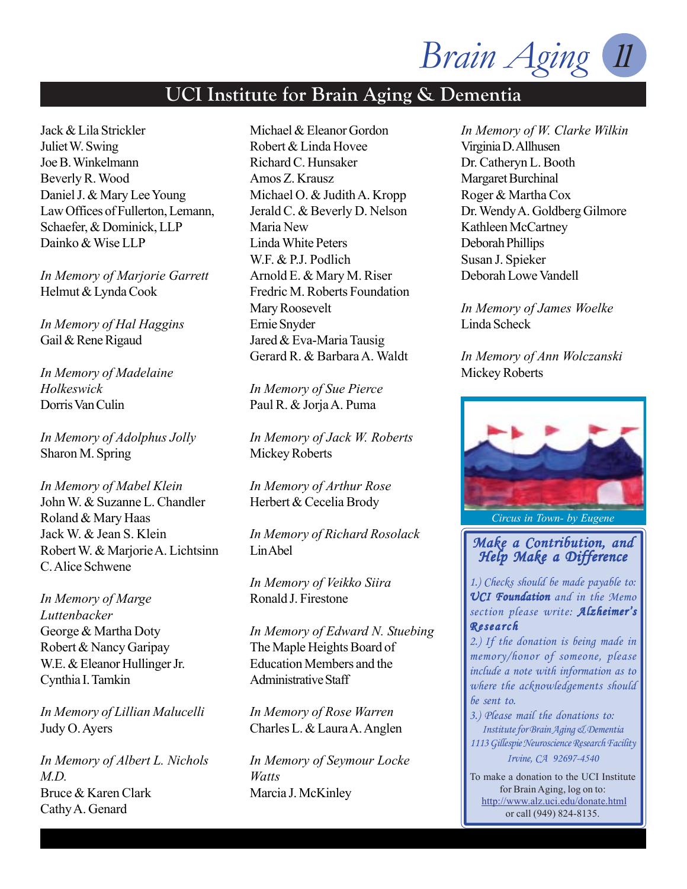## UCI Institute for Brain Aging & Dementia

Jack & Lila Strickler
Juliet W. Swing
Joe B. Winkelmann
Beverly R. Wood
Daniel J. & Mary Lee Young
Law Offices of Fullerton, Lemann, Schaefer, & Dominick, LLP
Dainko & Wise LLP

*In Memory of Marjorie Garrett*
Helmut & Lynda Cook

*In Memory of Hal Haggins*
Gail & Rene Rigaud

*In Memory of Madelaine Holkeswick*
Dorris Van Culin

*In Memory of Adolphus Jolly*
Sharon M. Spring

*In Memory of Mabel Klein*
John W. & Suzanne L. Chandler
Roland & Mary Haas
Jack W. & Jean S. Klein
Robert W. & Marjorie A. Lichtsinn
C. Alice Schwene

*In Memory of Marge Luttenbacker*
George & Martha Doty
Robert & Nancy Garipay
W.E. & Eleanor Hullinger Jr.
Cynthia I. Tamkin

*In Memory of Lillian Malucelli*
Judy O. Ayers

*In Memory of Albert L. Nichols M.D.*
Bruce & Karen Clark
Cathy A. Genard

Michael & Eleanor Gordon
Robert & Linda Hovee
Richard C. Hunsaker
Amos Z. Krausz
Michael O. & Judith A. Kropp
Jerald C. & Beverly D. Nelson
Maria New
Linda White Peters
W.F. & P.J. Podlich
Arnold E. & Mary M. Riser
Fredric M. Roberts Foundation
Mary Roosevelt
Ernie Snyder
Jared & Eva-Maria Tausig
Gerard R. & Barbara A. Waldt

*In Memory of Sue Pierce*
Paul R. & Jorja A. Puma

*In Memory of Jack W. Roberts*
Mickey Roberts

*In Memory of Arthur Rose*
Herbert & Cecelia Brody

*In Memory of Richard Rosolack*
Lin Abel

*In Memory of Veikko Siira*
Ronald J. Firestone

*In Memory of Edward N. Stuebing*
The Maple Heights Board of Education Members and the Administrative Staff

*In Memory of Rose Warren*
Charles L. & Laura A. Anglen

*In Memory of Seymour Locke Watts*
Marcia J. McKinley

*In Memory of W. Clarke Wilkin*
Virginia D. Allhusen
Dr. Catheryn L. Booth
Margaret Burchinal
Roger & Martha Cox
Dr. Wendy A. Goldberg Gilmore
Kathleen McCartney
Deborah Phillips
Susan J. Spieker
Deborah Lowe Vandell

*In Memory of James Woelke*
Linda Scheck

*In Memory of Ann Wolczanski*
Mickey Roberts

*Circus in Town- by Eugene*

### Make a Contribution, and Help Make a Difference

*1.) Checks should be made payable to:* ***UCI Foundation*** *and in the Memo section please write:* ***Alzheimer's Research***

*2.) If the donation is being made in memory/honor of someone, please include a note with information as to where the acknowledgements should be sent to.*

*3.) Please mail the donations to:*
*Institute for Brain Aging & Dementia*
*1113 Gillespie Neuroscience Research Facility*
*Irvine, CA 92697-4540*

To make a donation to the UCI Institute for Brain Aging, log on to: http://www.alz.uci.edu/donate.html or call (949) 824-8135.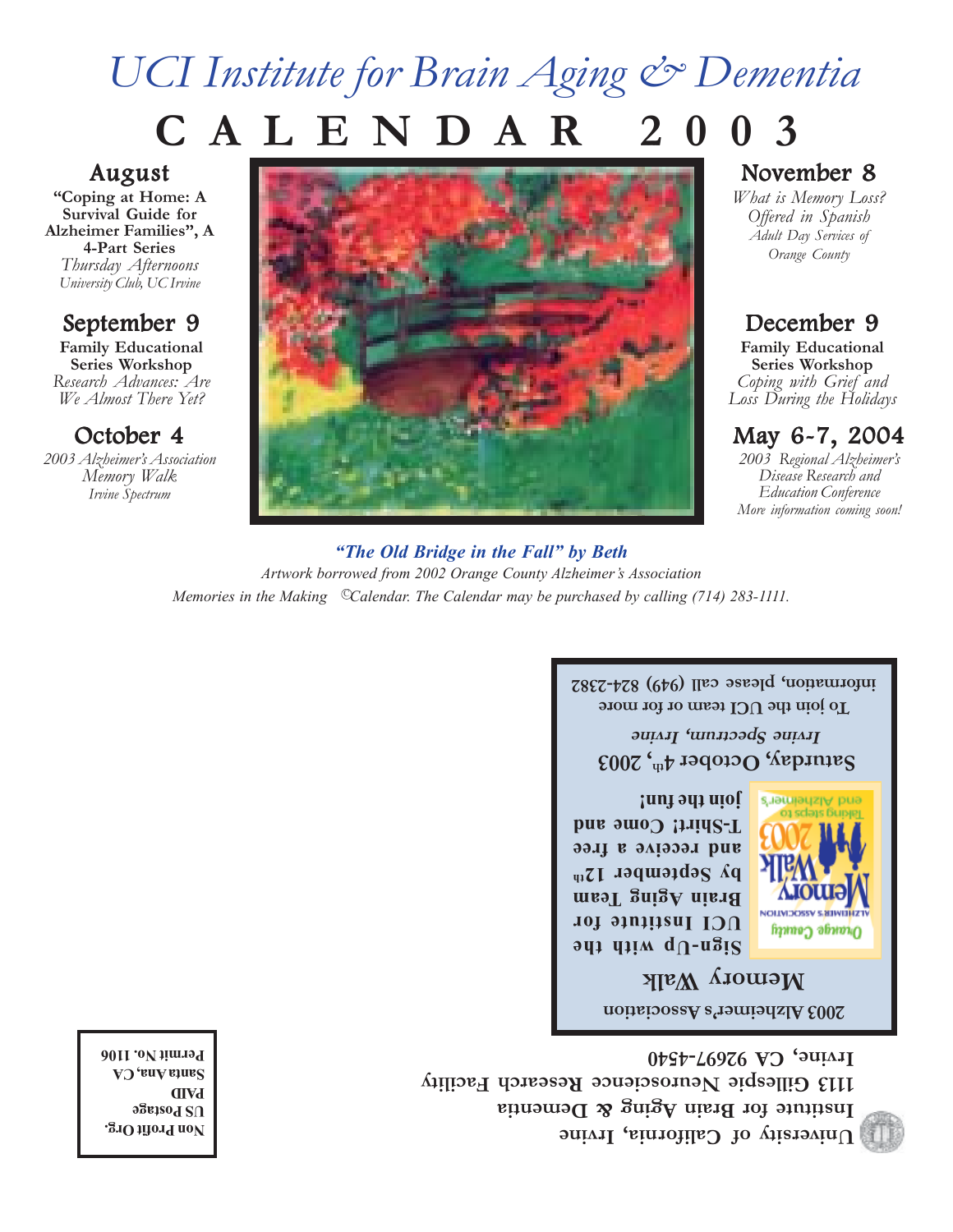# UCI Institute for Brain Aging & Dementia

# CALENDAR 2003

## August

**"Coping at Home: A Survival Guide for Alzheimer Families", A 4-Part Series**

*Thursday Afternoons*

*University Club, UC Irvine*

## September 9

**Family Educational Series Workshop**

*Research Advances: Are We Almost There Yet?*

## October 4

*2003 Alzheimer's Association Memory Walk*

*Irvine Spectrum*

## November 8

*What is Memory Loss?*

*Offered in Spanish*

*Adult Day Services of Orange County*

## December 9

**Family Educational Series Workshop**

*Coping with Grief and Loss During the Holidays*

## May 6-7, 2004

*2003 Regional Alzheimer's Disease Research and Education Conference*

*More information coming soon!*

***"The Old Bridge in the Fall" by Beth***

*Artwork borrowed from 2002 Orange County Alzheimer's Association Memories in the Making ©Calendar. The Calendar may be purchased by calling (714) 283-1111.*

---

**2003 Alzheimer's Association**

## Memory Walk

Orange County
ALZHEIMER'S ASSOCIATION
Memory Walk 2003
Taking steps to end Alzheimer's

**Sign-Up with the UCI Institute for Brain Aging Team by September 12th and receive a free T-Shirt! Come and join the fun!**

**Saturday, October 4th, 2003**

***Irvine Spectrum, Irvine***

**To join the UCI team or for more information, please call (949) 824-2382**

---

**University of California, Irvine**
**Institute for Brain Aging & Dementia**
**1113 Gillespie Neuroscience Research Facility**
**Irvine, CA 92697-4540**

**Non Profit Org.**
**US Postage**
**PAID**
**Santa Ana, CA**
**Permit No. 1106**